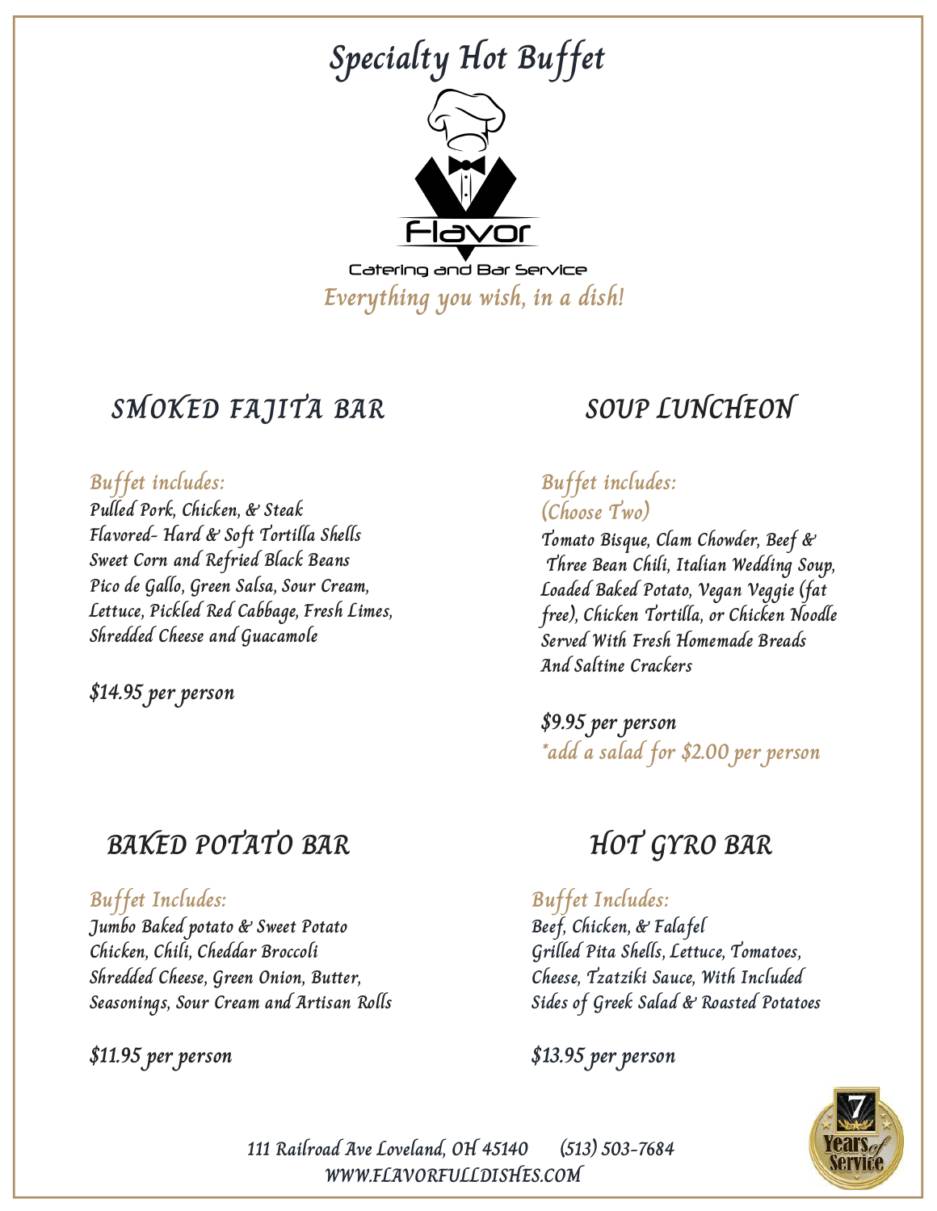# Specialty Hot Buffet

Flavor

Catering and Bar Service

*Everything you wish, in a dish!*

## SMOKED FAJITA BAR

*Buffet includes:*

Pulled Pork, Chicken, & Steak
Flavored- Hard & Soft Tortilla Shells
Sweet Corn and Refried Black Beans
Pico de Gallo, Green Salsa, Sour Cream, Lettuce, Pickled Red Cabbage, Fresh Limes, Shredded Cheese and Guacamole

$14.95 per person

## SOUP LUNCHEON

*Buffet includes:*
*(Choose Two)*

Tomato Bisque, Clam Chowder, Beef & Three Bean Chili, Italian Wedding Soup, Loaded Baked Potato, Vegan Veggie (fat free), Chicken Tortilla, or Chicken Noodle
Served With Fresh Homemade Breads And Saltine Crackers

$9.95 per person
*add a salad for $2.00 per person

## BAKED POTATO BAR

*Buffet Includes:*

Jumbo Baked potato & Sweet Potato
Chicken, Chili, Cheddar Broccoli
Shredded Cheese, Green Onion, Butter, Seasonings, Sour Cream and Artisan Rolls

$11.95 per person

## HOT GYRO BAR

*Buffet Includes:*

Beef, Chicken, & Falafel
Grilled Pita Shells, Lettuce, Tomatoes, Cheese, Tzatziki Sauce, With Included Sides of Greek Salad & Roasted Potatoes

$13.95 per person

111 Railroad Ave Loveland, OH 45140 (513) 503-7684
WWW.FLAVORFULLDISHES.COM

7 Years of Service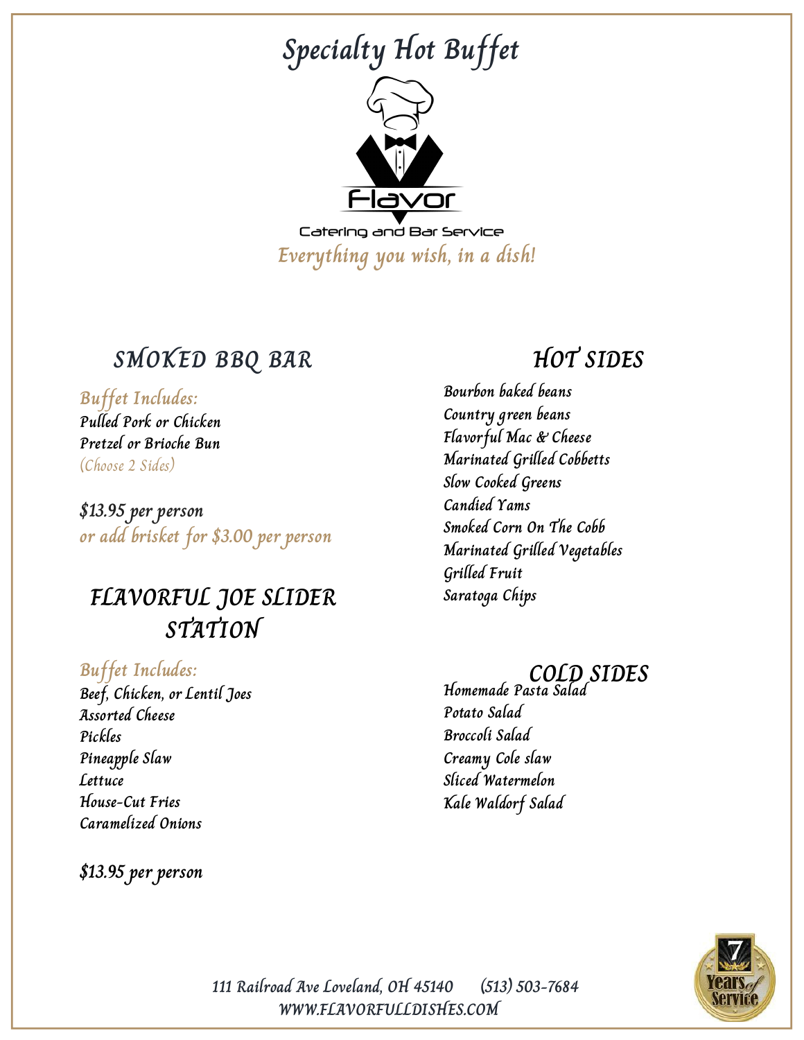# Specialty Hot Buffet

Flavor

Catering and Bar Service

*Everything you wish, in a dish!*

## SMOKED BBQ BAR

*Buffet Includes:*

Pulled Pork or Chicken
Pretzel or Brioche Bun
(Choose 2 Sides)

$13.95 per person
or add brisket for $3.00 per person

## FLAVORFUL JOE SLIDER STATION

*Buffet Includes:*

Beef, Chicken, or Lentil Joes
Assorted Cheese
Pickles
Pineapple Slaw
Lettuce
House-Cut Fries
Caramelized Onions

$13.95 per person

## HOT SIDES

Bourbon baked beans
Country green beans
Flavorful Mac & Cheese
Marinated Grilled Cobbetts
Slow Cooked Greens
Candied Yams
Smoked Corn On The Cobb
Marinated Grilled Vegetables
Grilled Fruit
Saratoga Chips

## COLD SIDES

Homemade Pasta Salad
Potato Salad
Broccoli Salad
Creamy Cole slaw
Sliced Watermelon
Kale Waldorf Salad

111 Railroad Ave Loveland, OH 45140 (513) 503-7684
WWW.FLAVORFULLDISHES.COM

7 Years of Service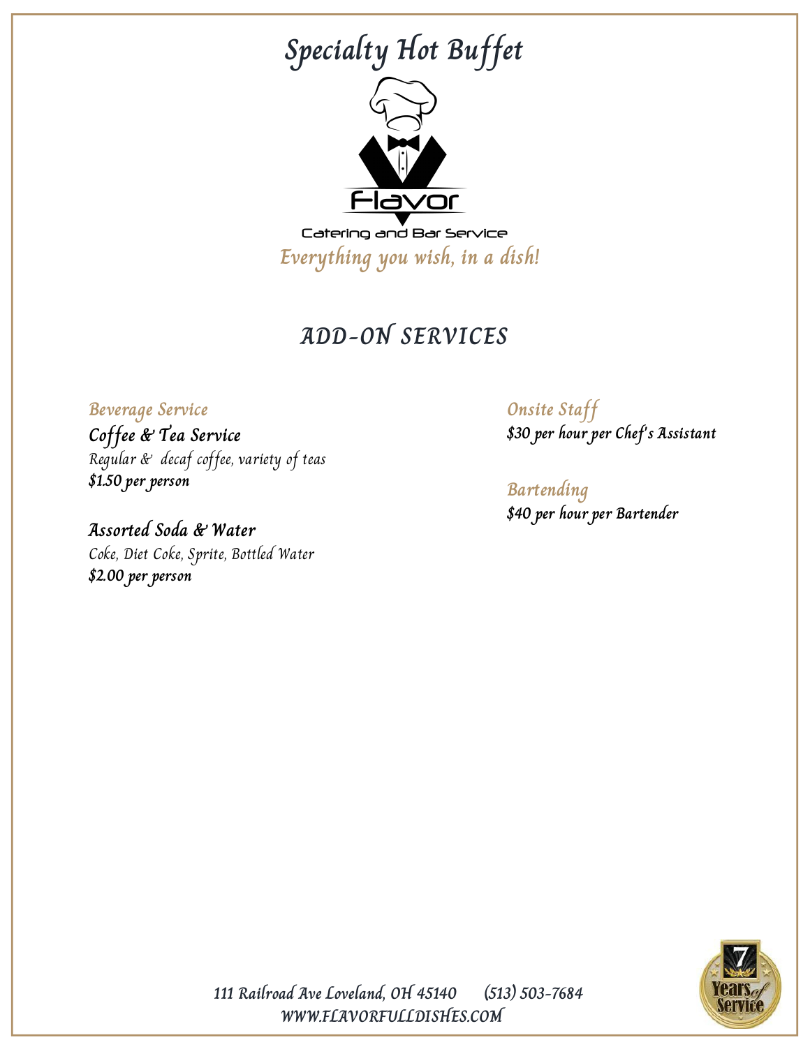# Specialty Hot Buffet

Flavor

Catering and Bar Service

*Everything you wish, in a dish!*

## ADD-ON SERVICES

### Beverage Service

**Coffee & Tea Service**

*Regular & decaf coffee, variety of teas*

**$1.50 per person**

**Assorted Soda & Water**

*Coke, Diet Coke, Sprite, Bottled Water*

**$2.00 per person**

### Onsite Staff

**$30 per hour per Chef's Assistant**

### Bartending

**$40 per hour per Bartender**

111 Railroad Ave Loveland, OH 45140 (513) 503-7684

WWW.FLAVORFULLDISHES.COM

7 Years of Service